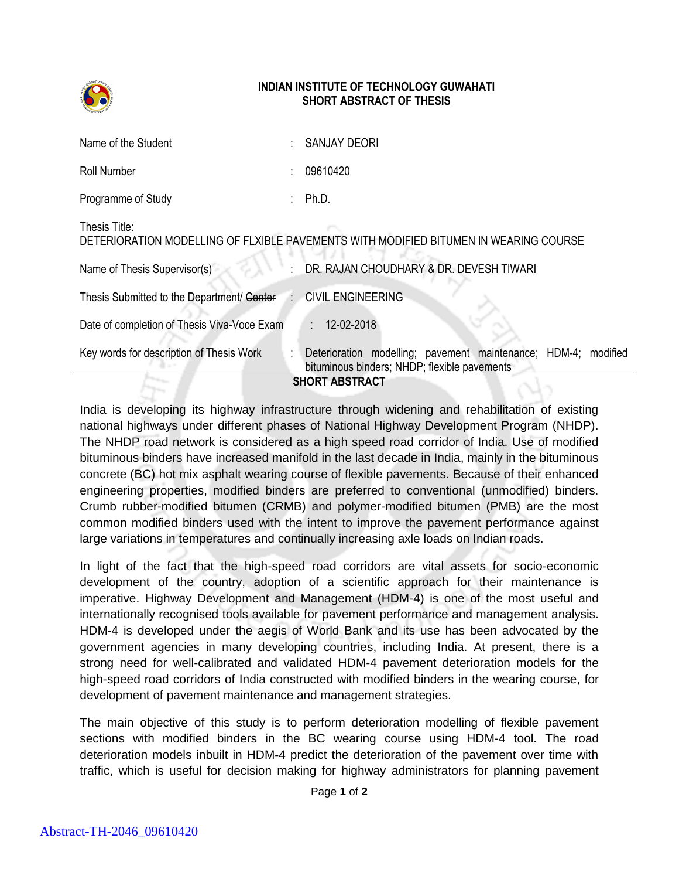# INDIAN INSTITUTE OF TECHNOLOGY GUWAHATI
## SHORT ABSTRACT OF THESIS

| | | |
|---|---|---|
| Name of the Student | : | SANJAY DEORI |
| Roll Number | : | 09610420 |
| Programme of Study | : | Ph.D. |

Thesis Title:
DETERIORATION MODELLING OF FLXIBLE PAVEMENTS WITH MODIFIED BITUMEN IN WEARING COURSE

| | | |
|---|---|---|
| Name of Thesis Supervisor(s) | : | DR. RAJAN CHOUDHARY & DR. DEVESH TIWARI |
| Thesis Submitted to the Department/ ~~Center~~ | : | CIVIL ENGINEERING |
| Date of completion of Thesis Viva-Voce Exam | : | 12-02-2018 |
| Key words for description of Thesis Work | : | Deterioration modelling; pavement maintenance; HDM-4; modified bituminous binders; NHDP; flexible pavements |

## SHORT ABSTRACT

India is developing its highway infrastructure through widening and rehabilitation of existing national highways under different phases of National Highway Development Program (NHDP). The NHDP road network is considered as a high speed road corridor of India. Use of modified bituminous binders have increased manifold in the last decade in India, mainly in the bituminous concrete (BC) hot mix asphalt wearing course of flexible pavements. Because of their enhanced engineering properties, modified binders are preferred to conventional (unmodified) binders. Crumb rubber-modified bitumen (CRMB) and polymer-modified bitumen (PMB) are the most common modified binders used with the intent to improve the pavement performance against large variations in temperatures and continually increasing axle loads on Indian roads.

In light of the fact that the high-speed road corridors are vital assets for socio-economic development of the country, adoption of a scientific approach for their maintenance is imperative. Highway Development and Management (HDM-4) is one of the most useful and internationally recognised tools available for pavement performance and management analysis. HDM-4 is developed under the aegis of World Bank and its use has been advocated by the government agencies in many developing countries, including India. At present, there is a strong need for well-calibrated and validated HDM-4 pavement deterioration models for the high-speed road corridors of India constructed with modified binders in the wearing course, for development of pavement maintenance and management strategies.

The main objective of this study is to perform deterioration modelling of flexible pavement sections with modified binders in the BC wearing course using HDM-4 tool. The road deterioration models inbuilt in HDM-4 predict the deterioration of the pavement over time with traffic, which is useful for decision making for highway administrators for planning pavement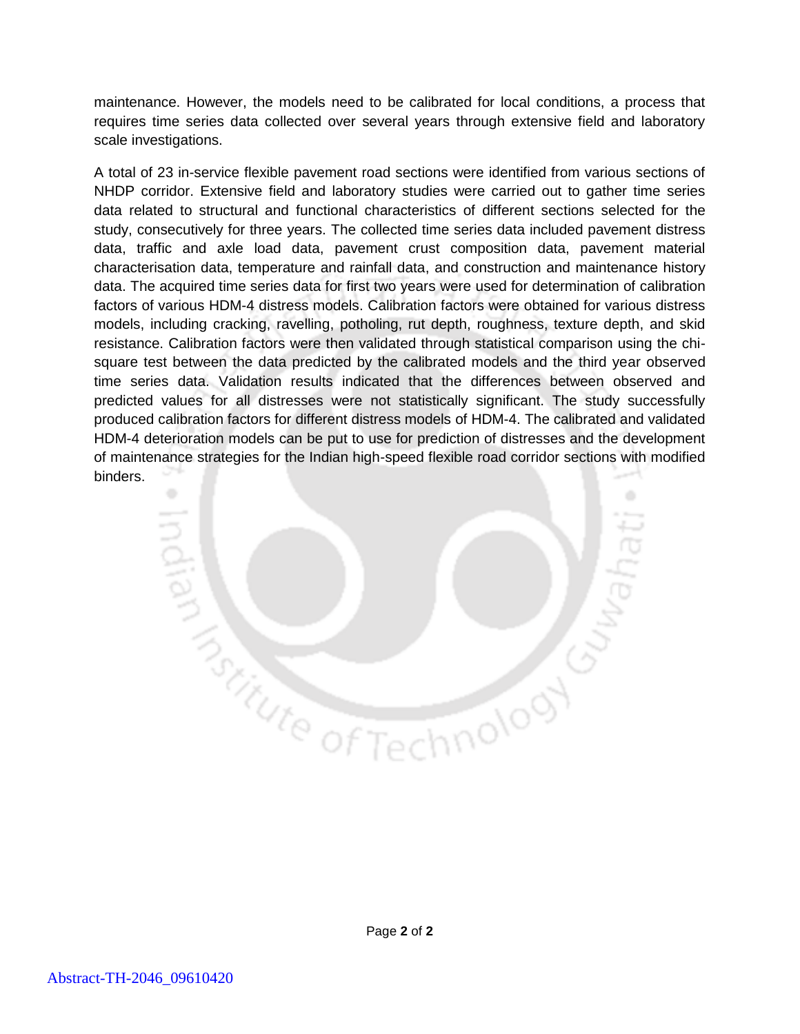maintenance. However, the models need to be calibrated for local conditions, a process that requires time series data collected over several years through extensive field and laboratory scale investigations.

A total of 23 in-service flexible pavement road sections were identified from various sections of NHDP corridor. Extensive field and laboratory studies were carried out to gather time series data related to structural and functional characteristics of different sections selected for the study, consecutively for three years. The collected time series data included pavement distress data, traffic and axle load data, pavement crust composition data, pavement material characterisation data, temperature and rainfall data, and construction and maintenance history data. The acquired time series data for first two years were used for determination of calibration factors of various HDM-4 distress models. Calibration factors were obtained for various distress models, including cracking, ravelling, potholing, rut depth, roughness, texture depth, and skid resistance. Calibration factors were then validated through statistical comparison using the chi-square test between the data predicted by the calibrated models and the third year observed time series data. Validation results indicated that the differences between observed and predicted values for all distresses were not statistically significant. The study successfully produced calibration factors for different distress models of HDM-4. The calibrated and validated HDM-4 deterioration models can be put to use for prediction of distresses and the development of maintenance strategies for the Indian high-speed flexible road corridor sections with modified binders.